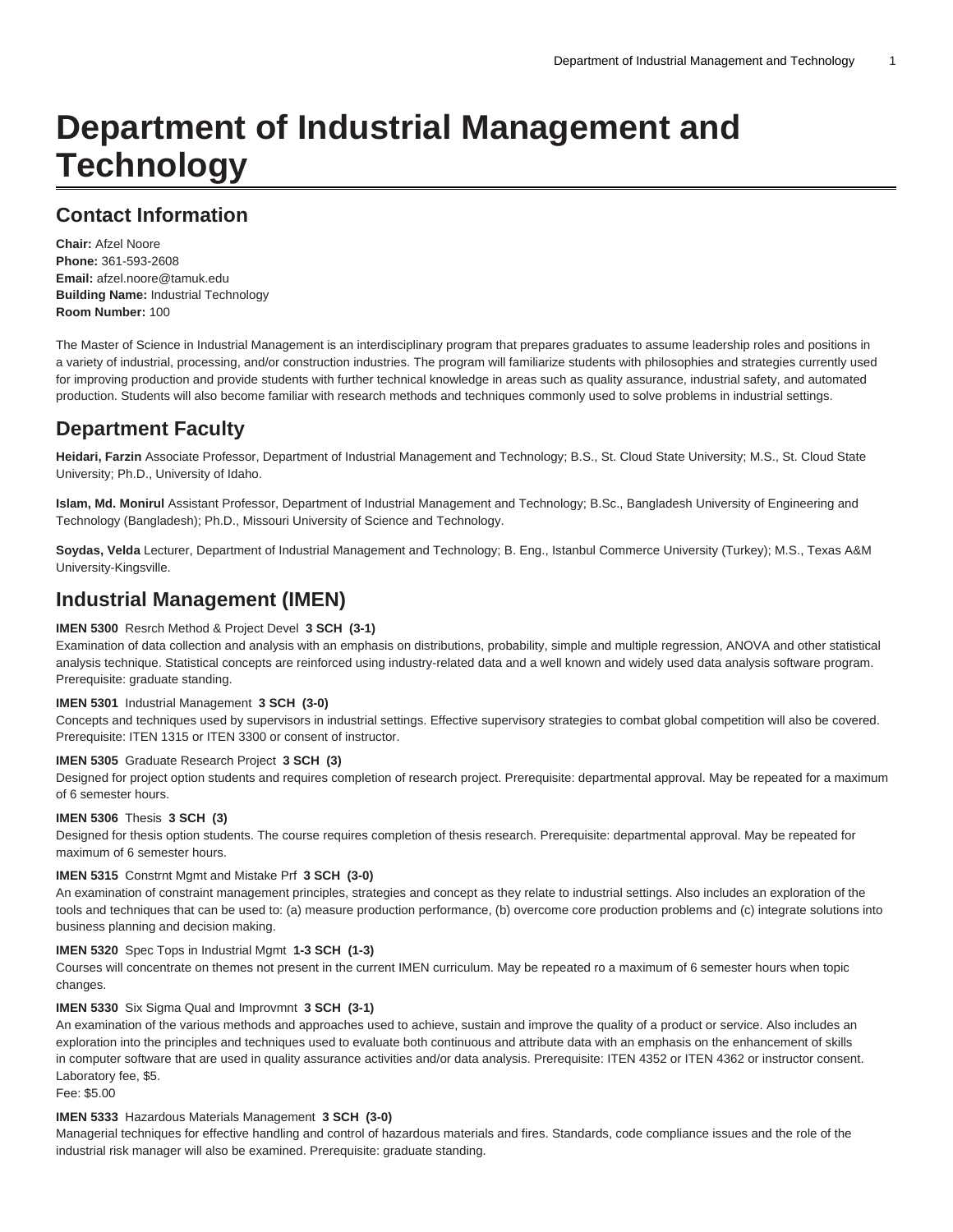# Department of Industrial Management and Technology

## Contact Information

**Chair:** Afzel Noore
**Phone:** 361-593-2608
**Email:** afzel.noore@tamuk.edu
**Building Name:** Industrial Technology
**Room Number:** 100

The Master of Science in Industrial Management is an interdisciplinary program that prepares graduates to assume leadership roles and positions in a variety of industrial, processing, and/or construction industries. The program will familiarize students with philosophies and strategies currently used for improving production and provide students with further technical knowledge in areas such as quality assurance, industrial safety, and automated production. Students will also become familiar with research methods and techniques commonly used to solve problems in industrial settings.

## Department Faculty

**Heidari, Farzin** Associate Professor, Department of Industrial Management and Technology; B.S., St. Cloud State University; M.S., St. Cloud State University; Ph.D., University of Idaho.

**Islam, Md. Monirul** Assistant Professor, Department of Industrial Management and Technology; B.Sc., Bangladesh University of Engineering and Technology (Bangladesh); Ph.D., Missouri University of Science and Technology.

**Soydas, Velda** Lecturer, Department of Industrial Management and Technology; B. Eng., Istanbul Commerce University (Turkey); M.S., Texas A&M University-Kingsville.

## Industrial Management (IMEN)

**IMEN 5300** Resrch Method & Project Devel **3 SCH (3-1)**
Examination of data collection and analysis with an emphasis on distributions, probability, simple and multiple regression, ANOVA and other statistical analysis technique. Statistical concepts are reinforced using industry-related data and a well known and widely used data analysis software program. Prerequisite: graduate standing.

**IMEN 5301** Industrial Management **3 SCH (3-0)**
Concepts and techniques used by supervisors in industrial settings. Effective supervisory strategies to combat global competition will also be covered. Prerequisite: ITEN 1315 or ITEN 3300 or consent of instructor.

**IMEN 5305** Graduate Research Project **3 SCH (3)**
Designed for project option students and requires completion of research project. Prerequisite: departmental approval. May be repeated for a maximum of 6 semester hours.

**IMEN 5306** Thesis **3 SCH (3)**
Designed for thesis option students. The course requires completion of thesis research. Prerequisite: departmental approval. May be repeated for maximum of 6 semester hours.

**IMEN 5315** Constrnt Mgmt and Mistake Prf **3 SCH (3-0)**
An examination of constraint management principles, strategies and concept as they relate to industrial settings. Also includes an exploration of the tools and techniques that can be used to: (a) measure production performance, (b) overcome core production problems and (c) integrate solutions into business planning and decision making.

**IMEN 5320** Spec Tops in Industrial Mgmt **1-3 SCH (1-3)**
Courses will concentrate on themes not present in the current IMEN curriculum. May be repeated ro a maximum of 6 semester hours when topic changes.

**IMEN 5330** Six Sigma Qual and Improvmnt **3 SCH (3-1)**
An examination of the various methods and approaches used to achieve, sustain and improve the quality of a product or service. Also includes an exploration into the principles and techniques used to evaluate both continuous and attribute data with an emphasis on the enhancement of skills in computer software that are used in quality assurance activities and/or data analysis. Prerequisite: ITEN 4352 or ITEN 4362 or instructor consent. Laboratory fee, $5.
Fee: $5.00

**IMEN 5333** Hazardous Materials Management **3 SCH (3-0)**
Managerial techniques for effective handling and control of hazardous materials and fires. Standards, code compliance issues and the role of the industrial risk manager will also be examined. Prerequisite: graduate standing.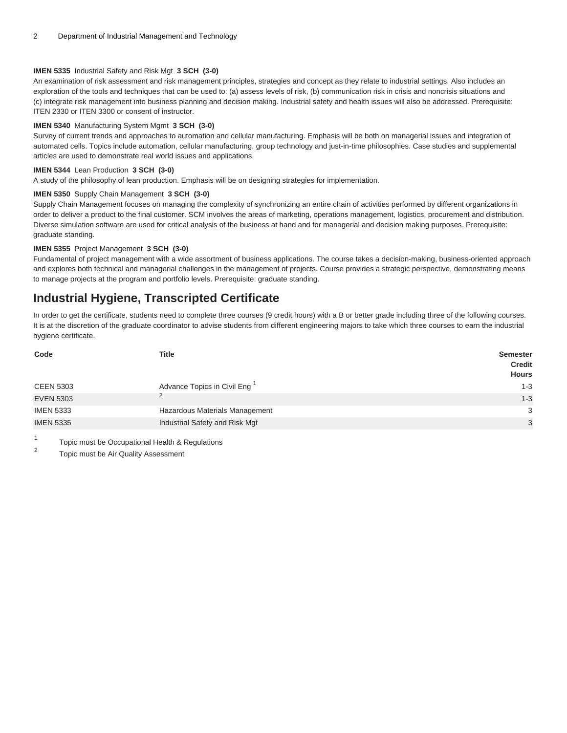**IMEN 5335** Industrial Safety and Risk Mgt **3 SCH (3-0)**
An examination of risk assessment and risk management principles, strategies and concept as they relate to industrial settings. Also includes an exploration of the tools and techniques that can be used to: (a) assess levels of risk, (b) communication risk in crisis and noncrisis situations and (c) integrate risk management into business planning and decision making. Industrial safety and health issues will also be addressed. Prerequisite: ITEN 2330 or ITEN 3300 or consent of instructor.

**IMEN 5340** Manufacturing System Mgmt **3 SCH (3-0)**
Survey of current trends and approaches to automation and cellular manufacturing. Emphasis will be both on managerial issues and integration of automated cells. Topics include automation, cellular manufacturing, group technology and just-in-time philosophies. Case studies and supplemental articles are used to demonstrate real world issues and applications.

**IMEN 5344** Lean Production **3 SCH (3-0)**
A study of the philosophy of lean production. Emphasis will be on designing strategies for implementation.

**IMEN 5350** Supply Chain Management **3 SCH (3-0)**
Supply Chain Management focuses on managing the complexity of synchronizing an entire chain of activities performed by different organizations in order to deliver a product to the final customer. SCM involves the areas of marketing, operations management, logistics, procurement and distribution. Diverse simulation software are used for critical analysis of the business at hand and for managerial and decision making purposes. Prerequisite: graduate standing.

**IMEN 5355** Project Management **3 SCH (3-0)**
Fundamental of project management with a wide assortment of business applications. The course takes a decision-making, business-oriented approach and explores both technical and managerial challenges in the management of projects. Course provides a strategic perspective, demonstrating means to manage projects at the program and portfolio levels. Prerequisite: graduate standing.

## Industrial Hygiene, Transcripted Certificate

In order to get the certificate, students need to complete three courses (9 credit hours) with a B or better grade including three of the following courses. It is at the discretion of the graduate coordinator to advise students from different engineering majors to take which three courses to earn the industrial hygiene certificate.

| Code | Title | Semester Credit Hours |
|---|---|---|
| CEEN 5303 | Advance Topics in Civil Eng [1] | 1-3 |
| EVEN 5303 | [2] | 1-3 |
| IMEN 5333 | Hazardous Materials Management | 3 |
| IMEN 5335 | Industrial Safety and Risk Mgt | 3 |

[1] Topic must be Occupational Health & Regulations

[2] Topic must be Air Quality Assessment